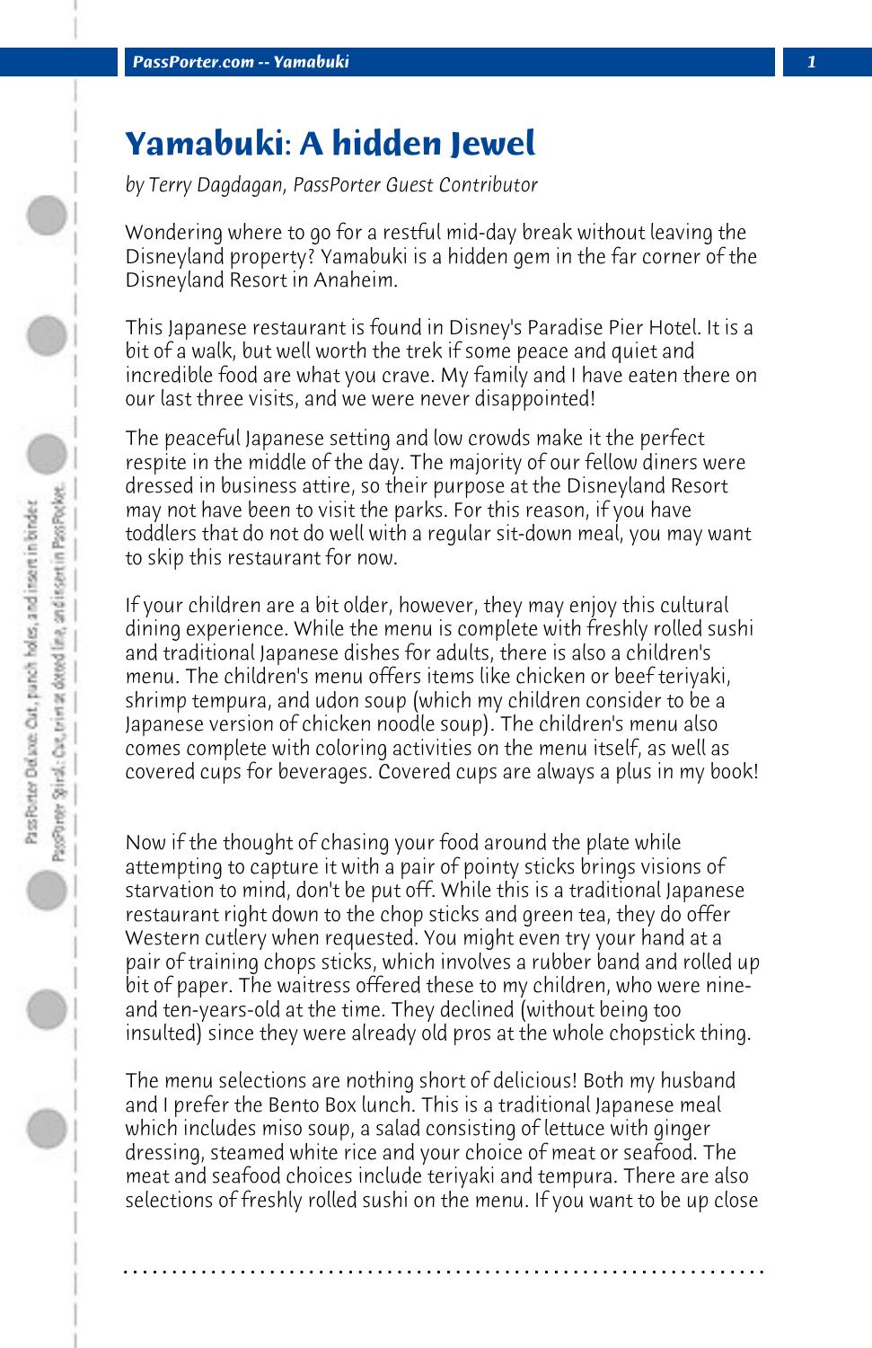# Yamabuki: A hidden Jewel

*by Terry Dagdagan, PassPorter Guest Contributor*

Wondering where to go for a restful mid-day break without leaving the Disneyland property? Yamabuki is a hidden gem in the far corner of the Disneyland Resort in Anaheim.

This Japanese restaurant is found in Disney's Paradise Pier Hotel. It is a bit of a walk, but well worth the trek if some peace and quiet and incredible food are what you crave. My family and I have eaten there on our last three visits, and we were never disappointed!

The peaceful Japanese setting and low crowds make it the perfect respite in the middle of the day. The majority of our fellow diners were dressed in business attire, so their purpose at the Disneyland Resort may not have been to visit the parks. For this reason, if you have toddlers that do not do well with a regular sit-down meal, you may want to skip this restaurant for now.

If your children are a bit older, however, they may enjoy this cultural dining experience. While the menu is complete with freshly rolled sushi and traditional Japanese dishes for adults, there is also a children's menu. The children's menu offers items like chicken or beef teriyaki, shrimp tempura, and udon soup (which my children consider to be a Japanese version of chicken noodle soup). The children's menu also comes complete with coloring activities on the menu itself, as well as covered cups for beverages. Covered cups are always a plus in my book!

Now if the thought of chasing your food around the plate while attempting to capture it with a pair of pointy sticks brings visions of starvation to mind, don't be put off. While this is a traditional Japanese restaurant right down to the chop sticks and green tea, they do offer Western cutlery when requested. You might even try your hand at a pair of training chops sticks, which involves a rubber band and rolled up bit of paper. The waitress offered these to my children, who were nine- and ten-years-old at the time. They declined (without being too insulted) since they were already old pros at the whole chopstick thing.

The menu selections are nothing short of delicious! Both my husband and I prefer the Bento Box lunch. This is a traditional Japanese meal which includes miso soup, a salad consisting of lettuce with ginger dressing, steamed white rice and your choice of meat or seafood. The meat and seafood choices include teriyaki and tempura. There are also selections of freshly rolled sushi on the menu. If you want to be up close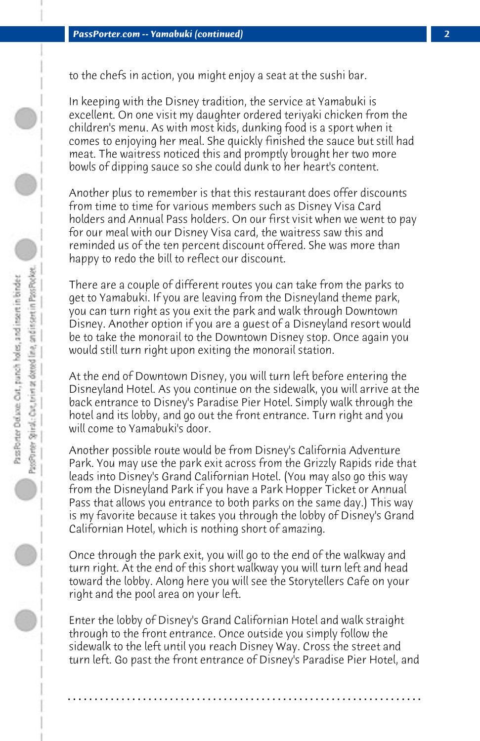to the chefs in action, you might enjoy a seat at the sushi bar.

In keeping with the Disney tradition, the service at Yamabuki is excellent. On one visit my daughter ordered teriyaki chicken from the children's menu. As with most kids, dunking food is a sport when it comes to enjoying her meal. She quickly finished the sauce but still had meat. The waitress noticed this and promptly brought her two more bowls of dipping sauce so she could dunk to her heart's content.

Another plus to remember is that this restaurant does offer discounts from time to time for various members such as Disney Visa Card holders and Annual Pass holders. On our first visit when we went to pay for our meal with our Disney Visa card, the waitress saw this and reminded us of the ten percent discount offered. She was more than happy to redo the bill to reflect our discount.

There are a couple of different routes you can take from the parks to get to Yamabuki. If you are leaving from the Disneyland theme park, you can turn right as you exit the park and walk through Downtown Disney. Another option if you are a guest of a Disneyland resort would be to take the monorail to the Downtown Disney stop. Once again you would still turn right upon exiting the monorail station.

At the end of Downtown Disney, you will turn left before entering the Disneyland Hotel. As you continue on the sidewalk, you will arrive at the back entrance to Disney's Paradise Pier Hotel. Simply walk through the hotel and its lobby, and go out the front entrance. Turn right and you will come to Yamabuki's door.

Another possible route would be from Disney's California Adventure Park. You may use the park exit across from the Grizzly Rapids ride that leads into Disney's Grand Californian Hotel. (You may also go this way from the Disneyland Park if you have a Park Hopper Ticket or Annual Pass that allows you entrance to both parks on the same day.) This way is my favorite because it takes you through the lobby of Disney's Grand Californian Hotel, which is nothing short of amazing.

Once through the park exit, you will go to the end of the walkway and turn right. At the end of this short walkway you will turn left and head toward the lobby. Along here you will see the Storytellers Cafe on your right and the pool area on your left.

Enter the lobby of Disney's Grand Californian Hotel and walk straight through to the front entrance. Once outside you simply follow the sidewalk to the left until you reach Disney Way. Cross the street and turn left. Go past the front entrance of Disney's Paradise Pier Hotel, and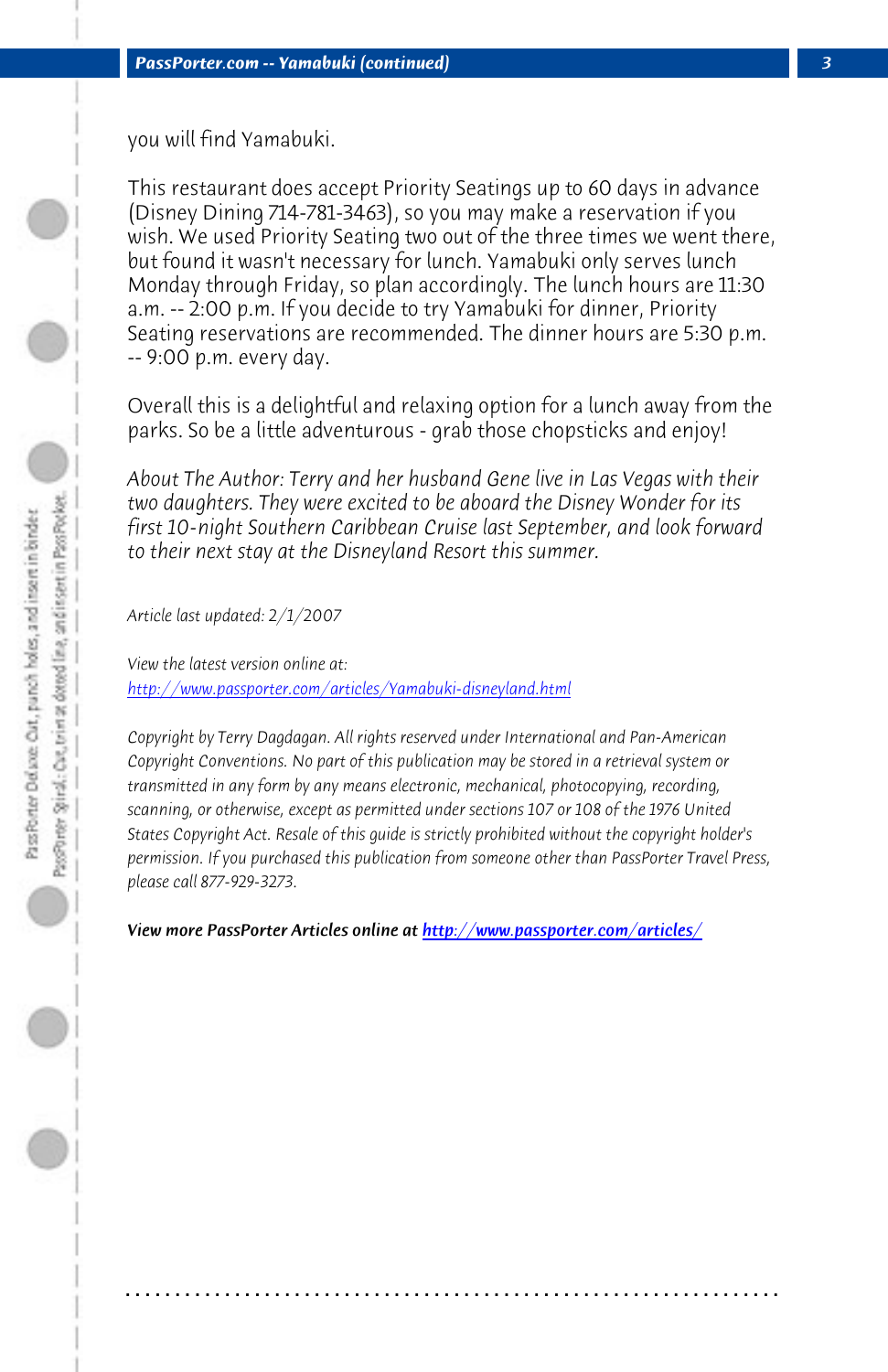you will find Yamabuki.

This restaurant does accept Priority Seatings up to 60 days in advance (Disney Dining 714-781-3463), so you may make a reservation if you wish. We used Priority Seating two out of the three times we went there, but found it wasn't necessary for lunch. Yamabuki only serves lunch Monday through Friday, so plan accordingly. The lunch hours are 11:30 a.m. -- 2:00 p.m. If you decide to try Yamabuki for dinner, Priority Seating reservations are recommended. The dinner hours are 5:30 p.m. -- 9:00 p.m. every day.

Overall this is a delightful and relaxing option for a lunch away from the parks. So be a little adventurous - grab those chopsticks and enjoy!

*About The Author: Terry and her husband Gene live in Las Vegas with their two daughters. They were excited to be aboard the Disney Wonder for its first 10-night Southern Caribbean Cruise last September, and look forward to their next stay at the Disneyland Resort this summer.*

*Article last updated: 2/1/2007*

*View the latest version online at:*
*http://www.passporter.com/articles/Yamabuki-disneyland.html*

*Copyright by Terry Dagdagan. All rights reserved under International and Pan-American Copyright Conventions. No part of this publication may be stored in a retrieval system or transmitted in any form by any means electronic, mechanical, photocopying, recording, scanning, or otherwise, except as permitted under sections 107 or 108 of the 1976 United States Copyright Act. Resale of this guide is strictly prohibited without the copyright holder's permission. If you purchased this publication from someone other than PassPorter Travel Press, please call 877-929-3273.*

***View more PassPorter Articles online at http://www.passporter.com/articles/***